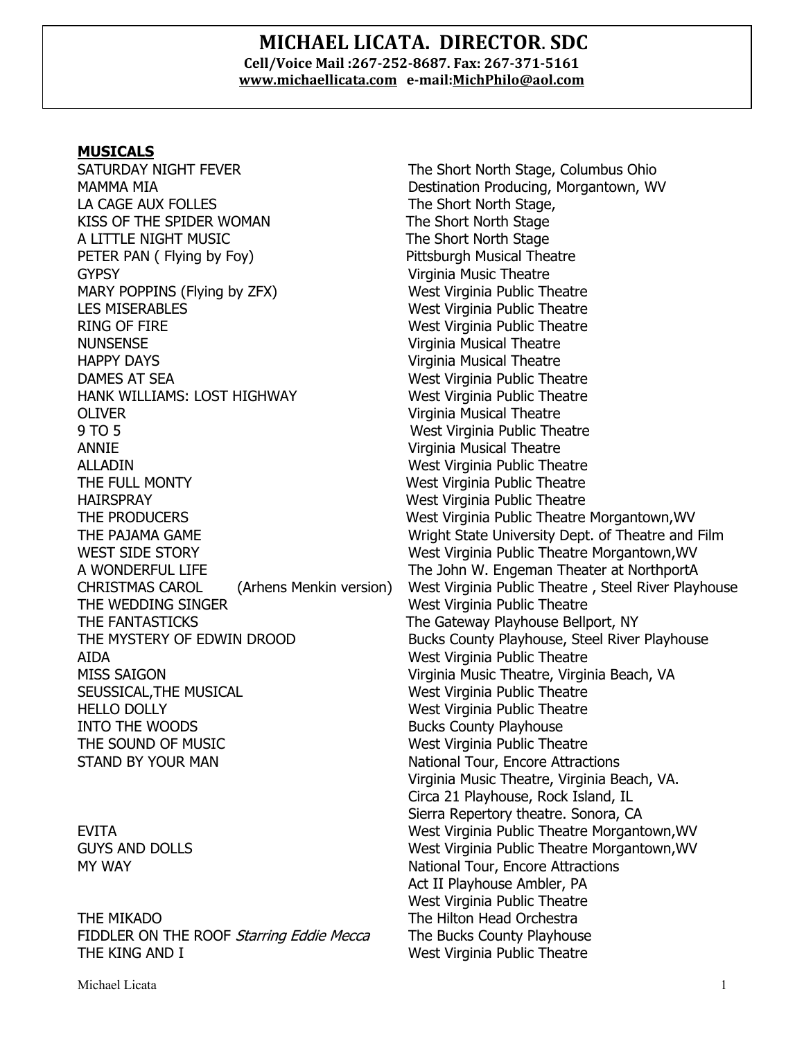# MICHAEL LICATA. DIRECTOR. SDC

**Cell/Voice Mail :267-252-8687. Fax: 267-371-5161**
**www.michaellicata.com e-mail:MichPhilo@aol.com**

**MUSICALS**

| | |
|---|---|
| SATURDAY NIGHT FEVER | The Short North Stage, Columbus Ohio |
| MAMMA MIA | Destination Producing, Morgantown, WV |
| LA CAGE AUX FOLLES | The Short North Stage, |
| KISS OF THE SPIDER WOMAN | The Short North Stage |
| A LITTLE NIGHT MUSIC | The Short North Stage |
| PETER PAN ( Flying by Foy) | Pittsburgh Musical Theatre |
| GYPSY | Virginia Music Theatre |
| MARY POPPINS (Flying by ZFX) | West Virginia Public Theatre |
| LES MISERABLES | West Virginia Public Theatre |
| RING OF FIRE | West Virginia Public Theatre |
| NUNSENSE | Virginia Musical Theatre |
| HAPPY DAYS | Virginia Musical Theatre |
| DAMES AT SEA | West Virginia Public Theatre |
| HANK WILLIAMS: LOST HIGHWAY | West Virginia Public Theatre |
| OLIVER | Virginia Musical Theatre |
| 9 TO 5 | West Virginia Public Theatre |
| ANNIE | Virginia Musical Theatre |
| ALLADIN | West Virginia Public Theatre |
| THE FULL MONTY | West Virginia Public Theatre |
| HAIRSPRAY | West Virginia Public Theatre |
| THE PRODUCERS | West Virginia Public Theatre Morgantown,WV |
| THE PAJAMA GAME | Wright State University Dept. of Theatre and Film |
| WEST SIDE STORY | West Virginia Public Theatre Morgantown,WV |
| A WONDERFUL LIFE | The John W. Engeman Theater at NorthportA |
| CHRISTMAS CAROL (Arhens Menkin version) | West Virginia Public Theatre , Steel River Playhouse |
| THE WEDDING SINGER | West Virginia Public Theatre |
| THE FANTASTICKS | The Gateway Playhouse Bellport, NY |
| THE MYSTERY OF EDWIN DROOD | Bucks County Playhouse, Steel River Playhouse |
| AIDA | West Virginia Public Theatre |
| MISS SAIGON | Virginia Music Theatre, Virginia Beach, VA |
| SEUSSICAL,THE MUSICAL | West Virginia Public Theatre |
| HELLO DOLLY | West Virginia Public Theatre |
| INTO THE WOODS | Bucks County Playhouse |
| THE SOUND OF MUSIC | West Virginia Public Theatre |
| STAND BY YOUR MAN | National Tour, Encore Attractions<br>Virginia Music Theatre, Virginia Beach, VA.<br>Circa 21 Playhouse, Rock Island, IL<br>Sierra Repertory theatre. Sonora, CA |
| EVITA | West Virginia Public Theatre Morgantown,WV |
| GUYS AND DOLLS | West Virginia Public Theatre Morgantown,WV |
| MY WAY | National Tour, Encore Attractions<br>Act II Playhouse Ambler, PA<br>West Virginia Public Theatre |
| THE MIKADO | The Hilton Head Orchestra |
| FIDDLER ON THE ROOF *Starring Eddie Mecca* | The Bucks County Playhouse |
| THE KING AND I | West Virginia Public Theatre |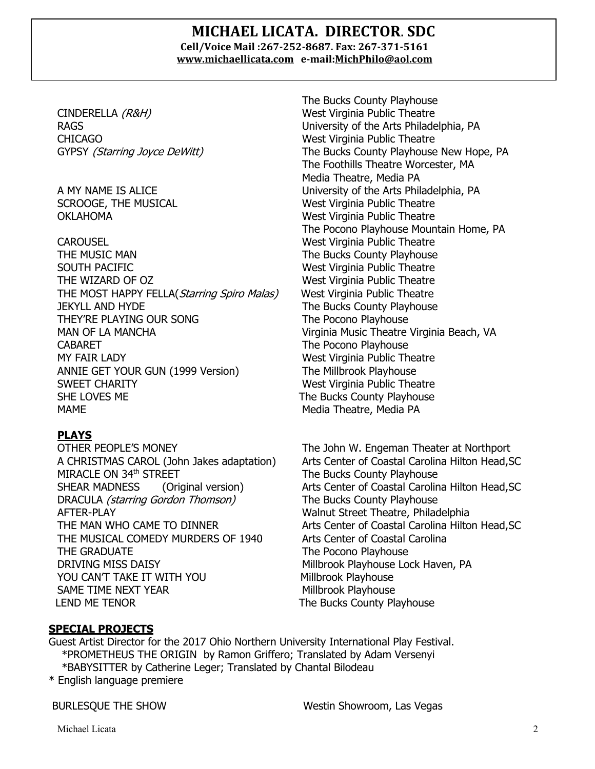# MICHAEL LICATA. DIRECTOR. SDC

**Cell/Voice Mail :267-252-8687. Fax: 267-371-5161**
**www.michaellicata.com e-mail:MichPhilo@aol.com**

| | |
|---|---|
| | The Bucks County Playhouse |
| CINDERELLA *(R&H)* | West Virginia Public Theatre |
| RAGS | University of the Arts Philadelphia, PA |
| CHICAGO | West Virginia Public Theatre |
| GYPSY *(Starring Joyce DeWitt)* | The Bucks County Playhouse New Hope, PA |
| | The Foothills Theatre Worcester, MA |
| | Media Theatre, Media PA |
| A MY NAME IS ALICE | University of the Arts Philadelphia, PA |
| SCROOGE, THE MUSICAL | West Virginia Public Theatre |
| OKLAHOMA | West Virginia Public Theatre |
| | The Pocono Playhouse Mountain Home, PA |
| CAROUSEL | West Virginia Public Theatre |
| THE MUSIC MAN | The Bucks County Playhouse |
| SOUTH PACIFIC | West Virginia Public Theatre |
| THE WIZARD OF OZ | West Virginia Public Theatre |
| THE MOST HAPPY FELLA(*Starring Spiro Malas)* | West Virginia Public Theatre |
| JEKYLL AND HYDE | The Bucks County Playhouse |
| THEY'RE PLAYING OUR SONG | The Pocono Playhouse |
| MAN OF LA MANCHA | Virginia Music Theatre Virginia Beach, VA |
| CABARET | The Pocono Playhouse |
| MY FAIR LADY | West Virginia Public Theatre |
| ANNIE GET YOUR GUN (1999 Version) | The Millbrook Playhouse |
| SWEET CHARITY | West Virginia Public Theatre |
| SHE LOVES ME | The Bucks County Playhouse |
| MAME | Media Theatre, Media PA |

## PLAYS

| | |
|---|---|
| OTHER PEOPLE'S MONEY | The John W. Engeman Theater at Northport |
| A CHRISTMAS CAROL (John Jakes adaptation) | Arts Center of Coastal Carolina Hilton Head,SC |
| MIRACLE ON 34th STREET | The Bucks County Playhouse |
| SHEAR MADNESS (Original version) | Arts Center of Coastal Carolina Hilton Head,SC |
| DRACULA *(starring Gordon Thomson)* | The Bucks County Playhouse |
| AFTER-PLAY | Walnut Street Theatre, Philadelphia |
| THE MAN WHO CAME TO DINNER | Arts Center of Coastal Carolina Hilton Head,SC |
| THE MUSICAL COMEDY MURDERS OF 1940 | Arts Center of Coastal Carolina |
| THE GRADUATE | The Pocono Playhouse |
| DRIVING MISS DAISY | Millbrook Playhouse Lock Haven, PA |
| YOU CAN'T TAKE IT WITH YOU | Millbrook Playhouse |
| SAME TIME NEXT YEAR | Millbrook Playhouse |
| LEND ME TENOR | The Bucks County Playhouse |

## SPECIAL PROJECTS

Guest Artist Director for the 2017 Ohio Northern University International Play Festival.
*PROMETHEUS THE ORIGIN by Ramon Griffero; Translated by Adam Versenyi
*BABYSITTER by Catherine Leger; Translated by Chantal Bilodeau
* English language premiere

| | |
|---|---|
| BURLESQUE THE SHOW | Westin Showroom, Las Vegas |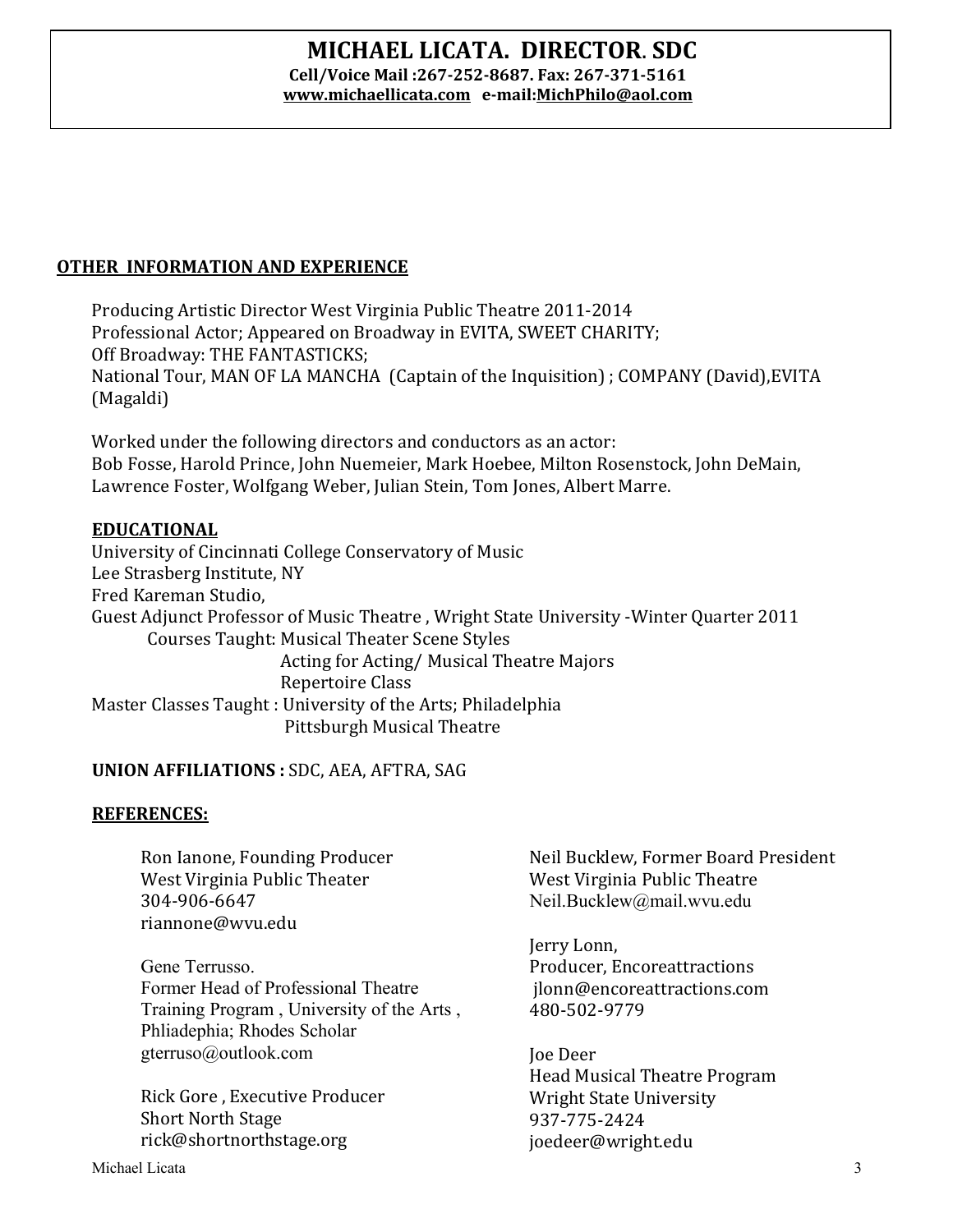# MICHAEL LICATA. DIRECTOR. SDC

**Cell/Voice Mail :267-252-8687. Fax: 267-371-5161**
**www.michaellicata.com e-mail:MichPhilo@aol.com**

## OTHER INFORMATION AND EXPERIENCE

Producing Artistic Director West Virginia Public Theatre 2011-2014
Professional Actor; Appeared on Broadway in EVITA, SWEET CHARITY;
Off Broadway: THE FANTASTICKS;
National Tour, MAN OF LA MANCHA (Captain of the Inquisition) ; COMPANY (David),EVITA (Magaldi)

Worked under the following directors and conductors as an actor:
Bob Fosse, Harold Prince, John Nuemeier, Mark Hoebee, Milton Rosenstock, John DeMain, Lawrence Foster, Wolfgang Weber, Julian Stein, Tom Jones, Albert Marre.

## EDUCATIONAL

University of Cincinnati College Conservatory of Music
Lee Strasberg Institute, NY
Fred Kareman Studio,
Guest Adjunct Professor of Music Theatre , Wright State University -Winter Quarter 2011
Courses Taught: Musical Theater Scene Styles
Acting for Acting/ Musical Theatre Majors
Repertoire Class
Master Classes Taught : University of the Arts; Philadelphia
Pittsburgh Musical Theatre

**UNION AFFILIATIONS :** SDC, AEA, AFTRA, SAG

## REFERENCES:

Ron Ianone, Founding Producer
West Virginia Public Theater
304-906-6647
riannone@wvu.edu

Gene Terrusso.
Former Head of Professional Theatre Training Program , University of the Arts , Phliadephia; Rhodes Scholar
gterruso@outlook.com

Rick Gore , Executive Producer
Short North Stage
rick@shortnorthstage.org

Neil Bucklew, Former Board President
West Virginia Public Theatre
Neil.Bucklew@mail.wvu.edu

Jerry Lonn,
Producer, Encoreattractions
jlonn@encoreattractions.com
480-502-9779

Joe Deer
Head Musical Theatre Program
Wright State University
937-775-2424
joedeer@wright.edu